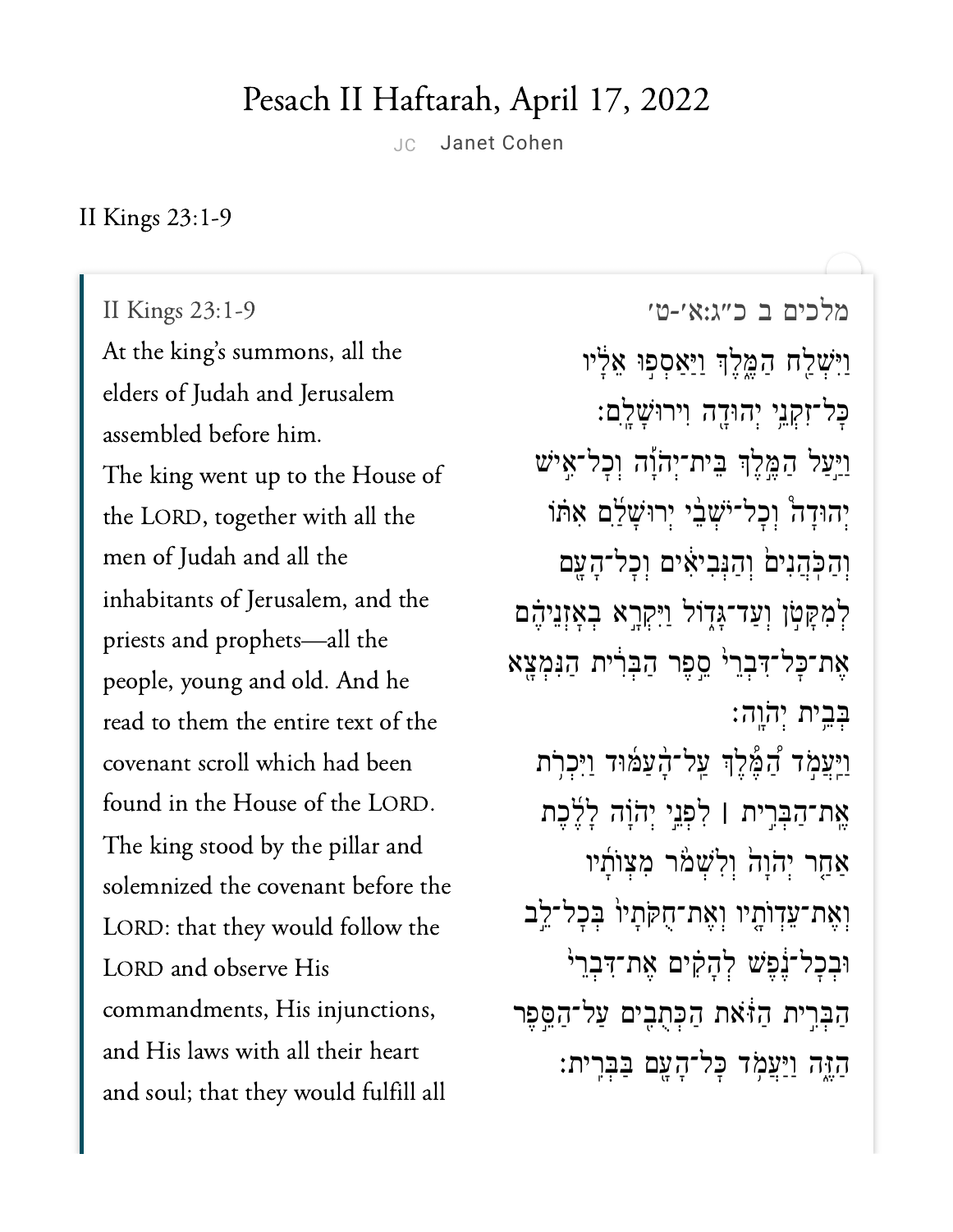# Pesach II Haftarah, April 17, 2022

JC Janet Cohen

II Kings 23:1-9

II Kings 23:1-9

At the king's summons, all the elders of Judah and Jerusalem assembled before him. The king went up to the House of the LORD, together with all the men of Judah and all the inhabitants of Jerusalem, and the priests and prophets—all the people, young and old. And he read to them the entire text of the covenant scroll which had been found in the House of the LORD. The king stood by the pillar and solemnized the covenant before the LORD: that they would follow the LORD and observe His commandments, His injunctions, and His laws with all their heart and soul; that they would fulfill all

מלכים ב כ״ג:א׳-ט׳

וַיִּשְׁלַח הַמֶּלֶךְ וַיַּאַסְפוּ אֵלָיו כׇּל־זִקְנֵי יְהוּדָה וִירוּשָׁלָ͏ִם׃ וַיַּעַל הַמֶּלֶךְ בֵּית־יְהֹוָה וְכׇל־אִישׁ יְהוּדָה וְכׇל־יֹשְׁבֵי יְרוּשָׁלַ͏ִם אִתּוֹ וְהַכֹּהֲנִים וְהַנְּבִיאִים וְכׇל־הָעָם לְמִקָּטֹן וְעַד־גָּדוֹל וַיִּקְרָא בְאׇזְנֵיהֶם אֶת־כׇּל־דִּבְרֵי סֵפֶר הַבְּרִית הַנִּמְצָא בְּבֵית יְהֹוָה׃ וַיַּעֲמֹד הַמֶּלֶךְ עַל־הָעַמּוּד וַיִּכְרֹת אֶת־הַבְּרִית ׀ לִפְנֵי יְהֹוָה לָלֶכֶת אַחַר יְהֹוָה וְלִשְׁמֹר מִצְוֺתָיו וְאֶת־עֵדְוֺתָיו וְאֶת־חֻקֹּתָיו בְּכׇל־לֵב וּבְכׇל־נֶפֶשׁ לְהָקִים אֶת־דִּבְרֵי הַבְּרִית הַזֹּאת הַכְּתֻבִים עַל־הַסֵּפֶר הַזֶּה וַיַּעֲמֹד כׇּל־הָעָם בַּבְּרִית׃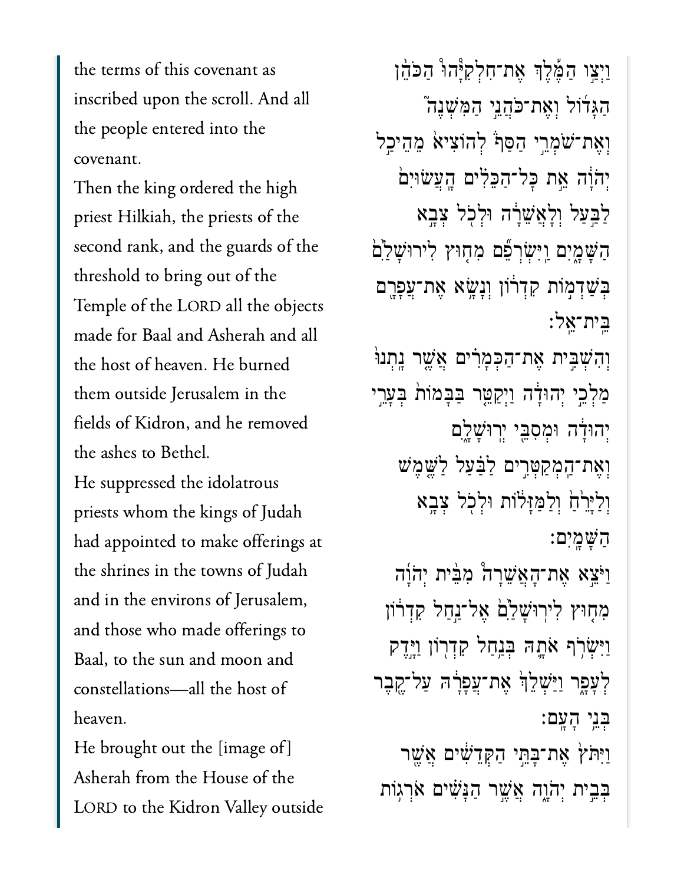the terms of this covenant as inscribed upon the scroll. And all the people entered into the covenant.

Then the king ordered the high priest Hilkiah, the priests of the second rank, and the guards of the threshold to bring out of the Temple of the LORD all the objects made for Baal and Asherah and all the host of heaven. He burned them outside Jerusalem in the fields of Kidron, and he removed the ashes to Bethel.

He suppressed the idolatrous priests whom the kings of Judah had appointed to make offerings at the shrines in the towns of Judah and in the environs of Jerusalem, and those who made offerings to Baal, to the sun and moon and constellations—all the host of heaven.

He brought out the [image of] Asherah from the House of the LORD to the Kidron Valley outside

וַיְצַו הַמֶּ֜לֶךְ אֶת־חִלְקִיָּ֨הוּ הַכֹּהֵ֣ן הַגָּד֗וֹל וְאֶת־כֹּהֲנֵ֣י הַמִּשְׁנֶה֮ וְאֶת־שֹׁמְרֵ֣י הַסַּף֒ לְהוֹצִיא֙ מֵהֵיכַ֣ל יְהֹוָ֔ה אֵ֚ת כׇּל־הַכֵּלִ֣ים הָעֲשׂוּיִ֔ם לַבַּ֙עַל֙ וְלָ֣אֲשֵׁרָ֔ה וּלְכֹ֖ל צְבָ֣א הַשָּׁמָ֑יִם וַֽיִּשְׂרְפֵ֞ם מִח֤וּץ לִירוּשָׁלַ֙͏ִם֙ בְּשַׁדְמ֣וֹת קִדְר֔וֹן וְנָשָׂ֥א אֶת־עֲפָרָ֖ם בֵּֽית־אֵֽל׃

וְהִשְׁבִּ֣ית אֶת־הַכְּמָרִ֗ים אֲשֶׁ֤ר נָֽתְנוּ֙ מַלְכֵ֣י יְהוּדָ֔ה וַיְקַטֵּ֤ר בַּבָּמוֹת֙ בְּעָרֵ֣י יְהוּדָ֔ה וּמְסִבֵּ֖י יְרוּשָׁלָ֑͏ִם וְאֶת־הַֽמְקַטְּרִ֣ים לַבַּ֗עַל לַשֶּׁ֤מֶשׁ וְלַיָּרֵ֙חַ֙ וְלַמַּזָּל֔וֹת וּלְכֹ֖ל צְבָ֥א הַשָּׁמָֽיִם׃

וַיֹּצֵ֣א אֶת־הָאֲשֵׁרָה֩ מִבֵּ֨ית יְהֹוָ֜ה מִח֤וּץ לִירוּשָׁלַ֙͏ִם֙ אֶל־נַ֣חַל קִדְר֔וֹן וַיִּשְׂרֹ֥ף אֹתָ֛הּ בְּנַ֥חַל קִדְר֖וֹן וַיָּ֣דֶק לְעָפָ֑ר וַיַּשְׁלֵךְ֙ אֶת־עֲפָרָ֔הּ עַל־קֶ֖בֶר בְּנֵ֥י הָעָֽם׃

וַיִּתֹּץ֙ אֶת־בָּתֵּ֣י הַקְּדֵשִׁ֔ים אֲשֶׁ֖ר בְּבֵ֣ית יְהֹוָ֑ה אֲשֶׁ֧ר הַנָּשִׁ֛ים אֹרְג֥וֹת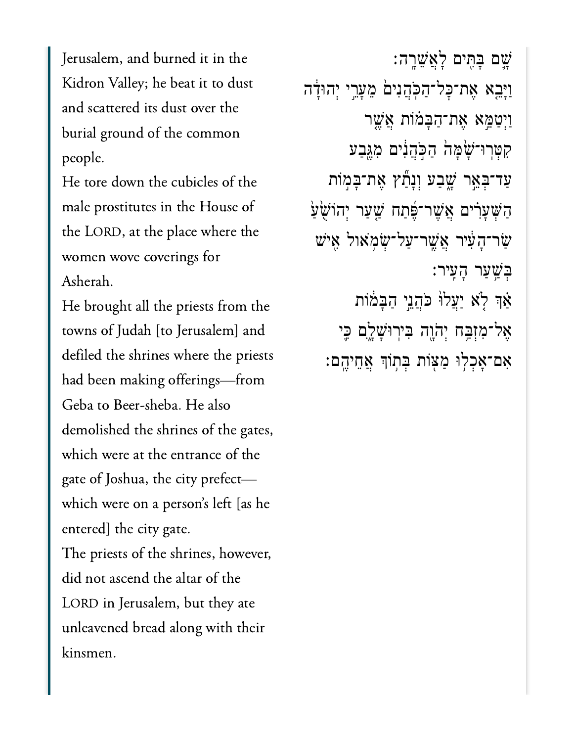Jerusalem, and burned it in the Kidron Valley; he beat it to dust and scattered its dust over the burial ground of the common people.

He tore down the cubicles of the male prostitutes in the House of the LORD, at the place where the women wove coverings for Asherah.

He brought all the priests from the towns of Judah [to Jerusalem] and defiled the shrines where the priests had been making offerings—from Geba to Beer-sheba. He also demolished the shrines of the gates, which were at the entrance of the gate of Joshua, the city prefect—which were on a person's left [as he entered] the city gate.

The priests of the shrines, however, did not ascend the altar of the LORD in Jerusalem, but they ate unleavened bread along with their kinsmen.

שָׁ֛ם בָּתִּ֖ים לָאֲשֵׁרָֽה׃

וַיָּבֵא֙ אֶת־כׇּל־הַכֹּהֲנִים֙ מֵעָרֵ֣י יְהוּדָ֔ה וַיְטַמֵּ֣א אֶת־הַבָּמ֗וֹת אֲשֶׁ֤ר קִטְּרוּ־שָׁ֙מָּה֙ הַכֹּ֣הֲנִ֔ים מִגֶּ֖בַע עַד־בְּאֵ֣ר שָׁ֑בַע וְנָתַ֞ץ אֶת־בָּמ֣וֹת הַשְּׁעָרִ֗ים אֲשֶׁר־פֶּ֜תַח שַׁ֤עַר יְהוֹשֻׁ֙עַ֙ שַׂר־הָעִ֔יר אֲשֶׁר־עַל־שְׂמֹ֥אול אִ֖ישׁ בְּשַׁ֥עַר הָעִֽיר׃

אַ֗ךְ לֹ֤א יַֽעֲלוּ֙ כֹּהֲנֵ֣י הַבָּמ֔וֹת אֶל־מִזְבַּ֥ח יְהֹוָ֖ה בִּירוּשָׁלָ֑͏ִם כִּ֛י אִם־אָכְל֥וּ מַצּ֖וֹת בְּת֥וֹךְ אֲחֵיהֶֽם׃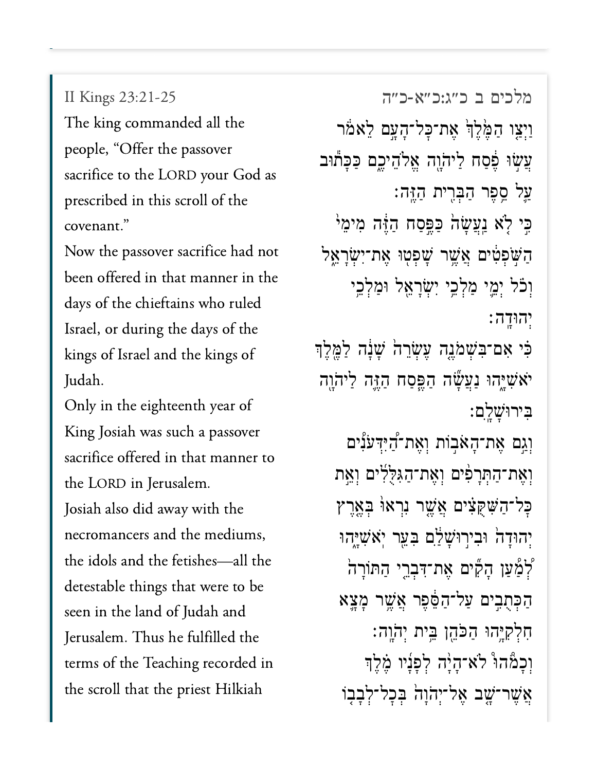II Kings 23:21-25

The king commanded all the people, "Offer the passover sacrifice to the LORD your God as prescribed in this scroll of the covenant."

Now the passover sacrifice had not been offered in that manner in the days of the chieftains who ruled Israel, or during the days of the kings of Israel and the kings of Judah.

Only in the eighteenth year of King Josiah was such a passover sacrifice offered in that manner to the LORD in Jerusalem.

Josiah also did away with the necromancers and the mediums, the idols and the fetishes—all the detestable things that were to be seen in the land of Judah and Jerusalem. Thus he fulfilled the terms of the Teaching recorded in the scroll that the priest Hilkiah

מלכים ב כ״ג:כ״א-כ״ה

וַיְצַ֤ו הַמֶּ֙לֶךְ֙ אֶת־כׇּל־הָעָ֣ם לֵאמֹ֔ר עֲשׂ֣וּ פֶ֔סַח לַיהֹוָ֖ה אֱלֹהֵיכֶ֑ם כַּכָּת֕וּב עַ֖ל סֵ֥פֶר הַבְּרִ֖ית הַזֶּֽה׃

כִּ֣י לֹ֤א נַעֲשָׂה֙ כַּפֶּ֣סַח הַזֶּ֔ה מִימֵי֙ הַשֹּׁ֣פְטִ֔ים אֲשֶׁ֥ר שָׁפְט֖וּ אֶת־יִשְׂרָאֵ֑ל וְכֹ֗ל יְמֵ֛י מַלְכֵ֥י יִשְׂרָאֵ֖ל וּמַלְכֵ֥י יְהוּדָֽה׃

כִּ֣י אִם־בִּשְׁמֹנֶ֤ה עֶשְׂרֵה֙ שָׁנָ֔ה לַמֶּ֖לֶךְ יֹאשִׁיָּ֑הוּ נַעֲשָׂ֞ה הַפֶּ֧סַח הַזֶּ֛ה לַיהֹוָ֖ה בִּירוּשָׁלָֽ͏ִם׃

וְגַ֨ם אֶת־הָאֹב֜וֹת וְאֶת־הַיִּדְּעֹנִ֗ים וְאֶת־הַתְּרָפִ֤ים וְאֶת־הַגִּלֻּלִים֙ וְאֵ֣ת כׇּל־הַשִּׁקֻּצִ֗ים אֲשֶׁ֨ר נִרְאוּ֙ בְּאֶ֤רֶץ יְהוּדָה֙ וּבִיר֣וּשָׁלַ֔͏ִם בִּעֵ֖ר יֹאשִׁיָּ֑הוּ לְמַ֗עַן הָקִ֞ים אֶת־דִּבְרֵ֤י הַתּוֹרָה֙ הַכְּתֻבִ֣ים עַל־הַסֵּ֔פֶר אֲשֶׁ֥ר מָצָ֛א חִלְקִיָּ֥הוּ הַכֹּהֵ֖ן בֵּ֥ית יְהֹוָֽה׃

וְכָמֹ֨הוּ֩ לֹא־הָיָ֨ה לְפָנָ֜יו מֶ֗לֶךְ אֲשֶׁר־שָׁ֤ב אֶל־יְהֹוָה֙ בְּכׇל־לְבָב֤וֹ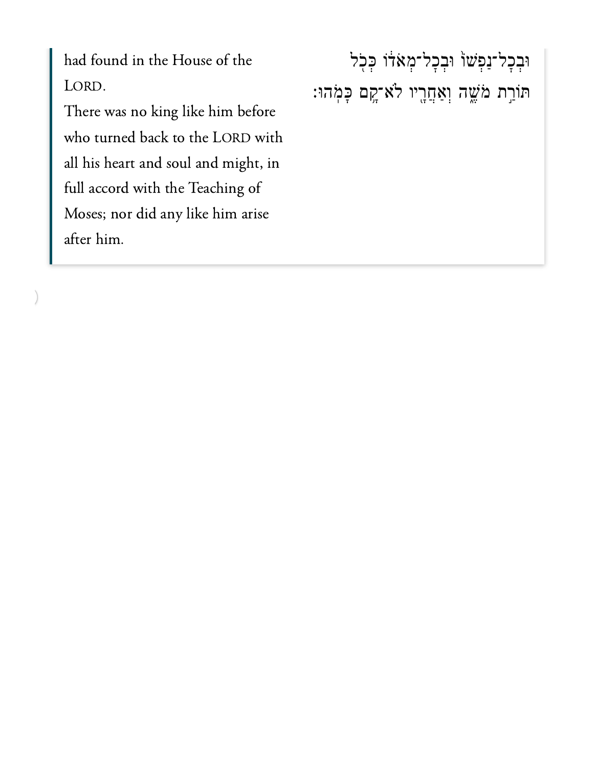had found in the House of the LORD.

There was no king like him before who turned back to the LORD with all his heart and soul and might, in full accord with the Teaching of Moses; nor did any like him arise after him.

וּבְכָל־נַפְשׁוֹ֙ וּבְכָל־מְאֹד֔וֹ כְּכֹ֖ל תּוֹרַ֣ת מֹשֶׁ֑ה וְאַחֲרָ֖יו לֹא־קָ֥ם כָּמֹֽהוּ׃